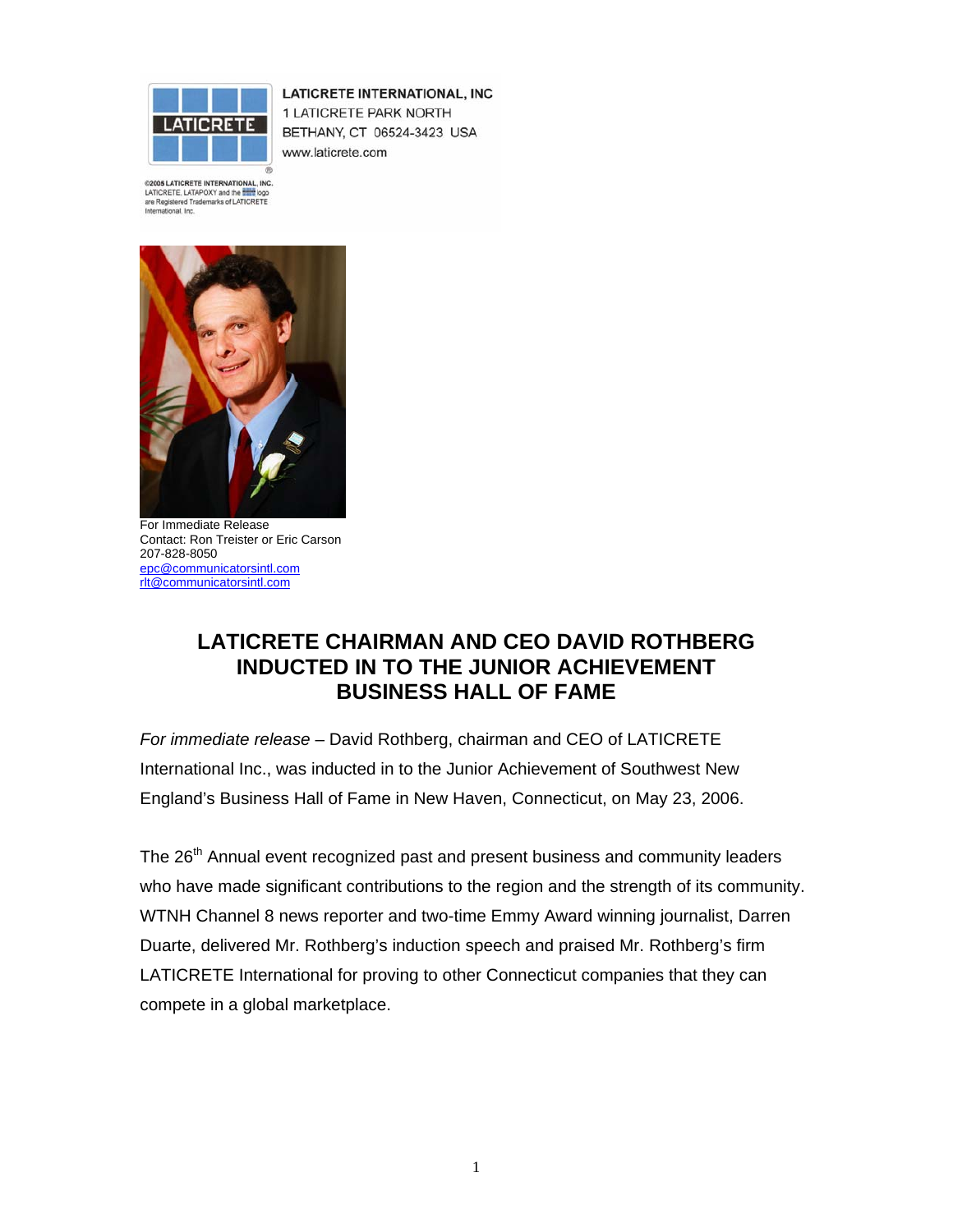**LATICRETE INTERNATIONAL, INC**
1 LATICRETE PARK NORTH
BETHANY, CT 06524-3423 USA
www.laticrete.com

©2005 LATICRETE INTERNATIONAL, INC.
LATICRETE, LATAPOXY and the logo
are Registered Trademarks of LATICRETE
International, Inc.

For Immediate Release
Contact: Ron Treister or Eric Carson
207-828-8050
epc@communicatorsintl.com
rlt@communicatorsintl.com

# LATICRETE CHAIRMAN AND CEO DAVID ROTHBERG INDUCTED IN TO THE JUNIOR ACHIEVEMENT BUSINESS HALL OF FAME

*For immediate release* – David Rothberg, chairman and CEO of LATICRETE International Inc., was inducted in to the Junior Achievement of Southwest New England's Business Hall of Fame in New Haven, Connecticut, on May 23, 2006.

The 26th Annual event recognized past and present business and community leaders who have made significant contributions to the region and the strength of its community. WTNH Channel 8 news reporter and two-time Emmy Award winning journalist, Darren Duarte, delivered Mr. Rothberg's induction speech and praised Mr. Rothberg's firm LATICRETE International for proving to other Connecticut companies that they can compete in a global marketplace.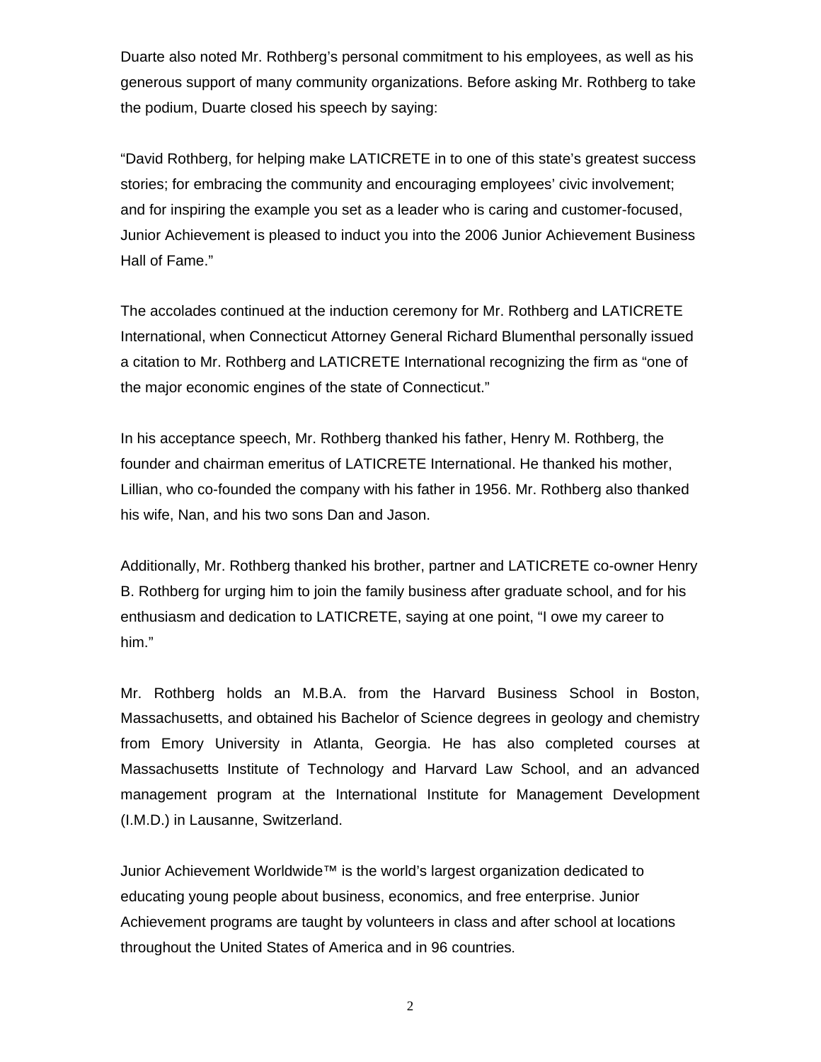Duarte also noted Mr. Rothberg's personal commitment to his employees, as well as his generous support of many community organizations. Before asking Mr. Rothberg to take the podium, Duarte closed his speech by saying:

"David Rothberg, for helping make LATICRETE in to one of this state's greatest success stories; for embracing the community and encouraging employees' civic involvement; and for inspiring the example you set as a leader who is caring and customer-focused, Junior Achievement is pleased to induct you into the 2006 Junior Achievement Business Hall of Fame."

The accolades continued at the induction ceremony for Mr. Rothberg and LATICRETE International, when Connecticut Attorney General Richard Blumenthal personally issued a citation to Mr. Rothberg and LATICRETE International recognizing the firm as "one of the major economic engines of the state of Connecticut."

In his acceptance speech, Mr. Rothberg thanked his father, Henry M. Rothberg, the founder and chairman emeritus of LATICRETE International. He thanked his mother, Lillian, who co-founded the company with his father in 1956. Mr. Rothberg also thanked his wife, Nan, and his two sons Dan and Jason.

Additionally, Mr. Rothberg thanked his brother, partner and LATICRETE co-owner Henry B. Rothberg for urging him to join the family business after graduate school, and for his enthusiasm and dedication to LATICRETE, saying at one point, "I owe my career to him."

Mr. Rothberg holds an M.B.A. from the Harvard Business School in Boston, Massachusetts, and obtained his Bachelor of Science degrees in geology and chemistry from Emory University in Atlanta, Georgia. He has also completed courses at Massachusetts Institute of Technology and Harvard Law School, and an advanced management program at the International Institute for Management Development (I.M.D.) in Lausanne, Switzerland.

Junior Achievement Worldwide™ is the world's largest organization dedicated to educating young people about business, economics, and free enterprise. Junior Achievement programs are taught by volunteers in class and after school at locations throughout the United States of America and in 96 countries.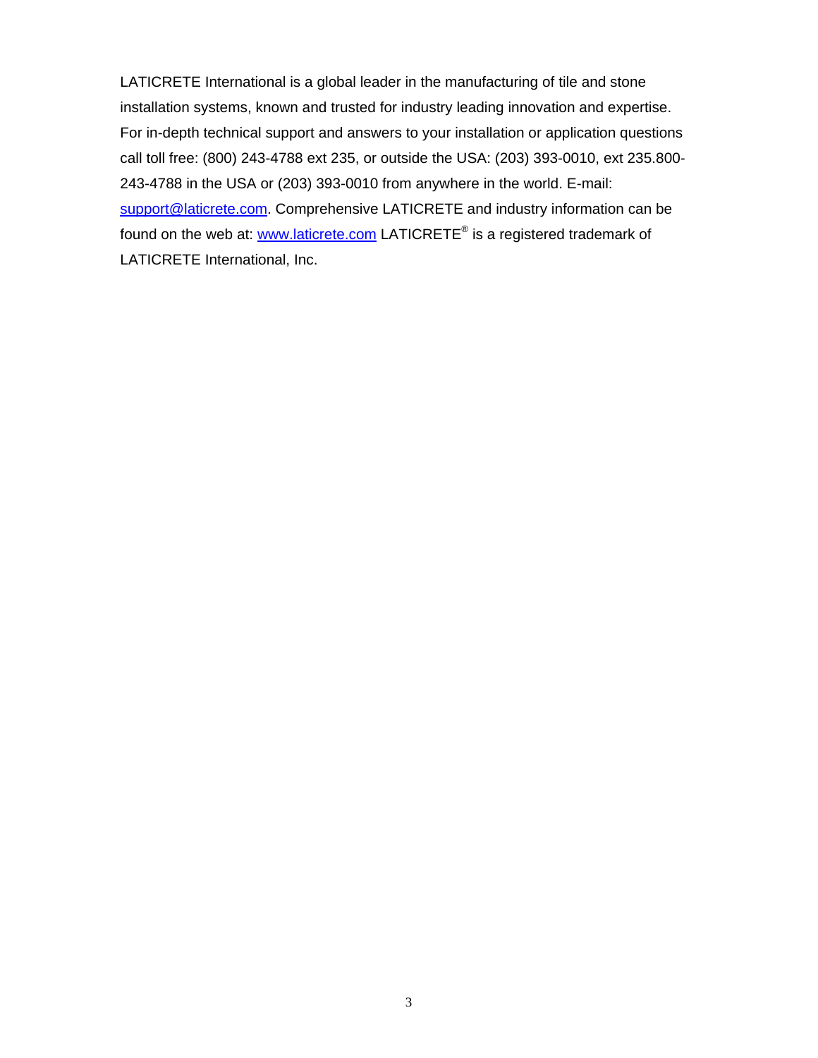LATICRETE International is a global leader in the manufacturing of tile and stone installation systems, known and trusted for industry leading innovation and expertise. For in-depth technical support and answers to your installation or application questions call toll free: (800) 243-4788 ext 235, or outside the USA: (203) 393-0010, ext 235.800-243-4788 in the USA or (203) 393-0010 from anywhere in the world. E-mail: support@laticrete.com. Comprehensive LATICRETE and industry information can be found on the web at: www.laticrete.com LATICRETE® is a registered trademark of LATICRETE International, Inc.